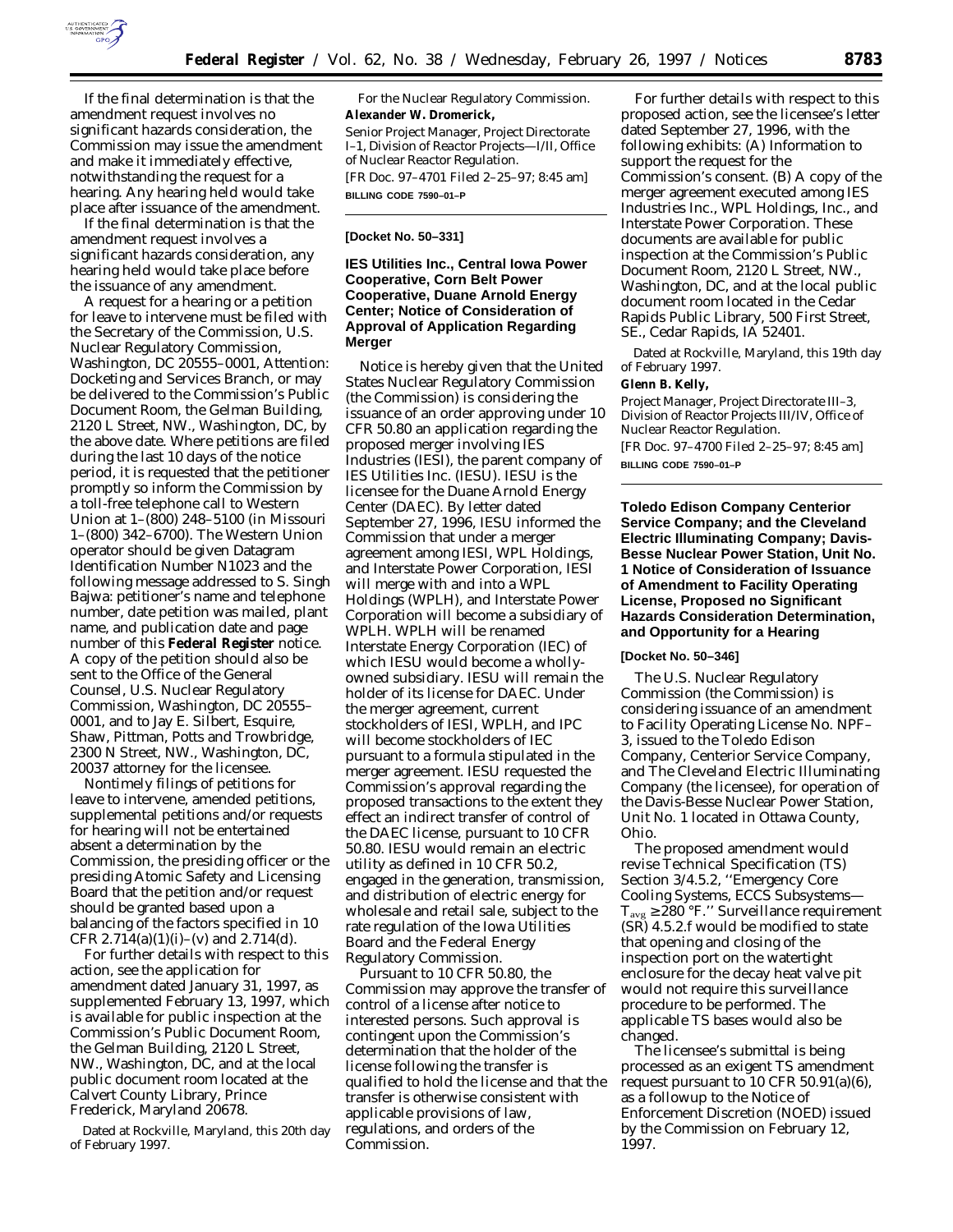If the final determination is that the amendment request involves no significant hazards consideration, the Commission may issue the amendment and make it immediately effective, notwithstanding the request for a hearing. Any hearing held would take place after issuance of the amendment.

If the final determination is that the amendment request involves a significant hazards consideration, any hearing held would take place before the issuance of any amendment.

A request for a hearing or a petition for leave to intervene must be filed with the Secretary of the Commission, U.S. Nuclear Regulatory Commission, Washington, DC 20555–0001, Attention: Docketing and Services Branch, or may be delivered to the Commission's Public Document Room, the Gelman Building, 2120 L Street, NW., Washington, DC, by the above date. Where petitions are filed during the last 10 days of the notice period, it is requested that the petitioner promptly so inform the Commission by a toll-free telephone call to Western Union at 1–(800) 248–5100 (in Missouri 1–(800) 342–6700). The Western Union operator should be given Datagram Identification Number N1023 and the following message addressed to S. Singh Bajwa: petitioner's name and telephone number, date petition was mailed, plant name, and publication date and page number of this **Federal Register** notice. A copy of the petition should also be sent to the Office of the General Counsel, U.S. Nuclear Regulatory Commission, Washington, DC 20555–0001, and to Jay E. Silbert, Esquire, Shaw, Pittman, Potts and Trowbridge, 2300 N Street, NW., Washington, DC, 20037 attorney for the licensee.

Nontimely filings of petitions for leave to intervene, amended petitions, supplemental petitions and/or requests for hearing will not be entertained absent a determination by the Commission, the presiding officer or the presiding Atomic Safety and Licensing Board that the petition and/or request should be granted based upon a balancing of the factors specified in 10 CFR 2.714(a)(1)(i)–(v) and 2.714(d).

For further details with respect to this action, see the application for amendment dated January 31, 1997, as supplemented February 13, 1997, which is available for public inspection at the Commission's Public Document Room, the Gelman Building, 2120 L Street, NW., Washington, DC, and at the local public document room located at the Calvert County Library, Prince Frederick, Maryland 20678.

Dated at Rockville, Maryland, this 20th day of February 1997.

For the Nuclear Regulatory Commission.

**Alexander W. Dromerick,**

*Senior Project Manager, Project Directorate I–1, Division of Reactor Projects—I/II, Office of Nuclear Reactor Regulation.*

[FR Doc. 97–4701 Filed 2–25–97; 8:45 am]

**BILLING CODE 7590–01–P**

**[Docket No. 50–331]**

## IES Utilities Inc., Central Iowa Power Cooperative, Corn Belt Power Cooperative, Duane Arnold Energy Center; Notice of Consideration of Approval of Application Regarding Merger

Notice is hereby given that the United States Nuclear Regulatory Commission (the Commission) is considering the issuance of an order approving under 10 CFR 50.80 an application regarding the proposed merger involving IES Industries (IESI), the parent company of IES Utilities Inc. (IESU). IESU is the licensee for the Duane Arnold Energy Center (DAEC). By letter dated September 27, 1996, IESU informed the Commission that under a merger agreement among IESI, WPL Holdings, and Interstate Power Corporation, IESI will merge with and into a WPL Holdings (WPLH), and Interstate Power Corporation will become a subsidiary of WPLH. WPLH will be renamed Interstate Energy Corporation (IEC) of which IESU would become a wholly-owned subsidiary. IESU will remain the holder of its license for DAEC. Under the merger agreement, current stockholders of IESI, WPLH, and IPC will become stockholders of IEC pursuant to a formula stipulated in the merger agreement. IESU requested the Commission's approval regarding the proposed transactions to the extent they effect an indirect transfer of control of the DAEC license, pursuant to 10 CFR 50.80. IESU would remain an electric utility as defined in 10 CFR 50.2, engaged in the generation, transmission, and distribution of electric energy for wholesale and retail sale, subject to the rate regulation of the Iowa Utilities Board and the Federal Energy Regulatory Commission.

Pursuant to 10 CFR 50.80, the Commission may approve the transfer of control of a license after notice to interested persons. Such approval is contingent upon the Commission's determination that the holder of the license following the transfer is qualified to hold the license and that the transfer is otherwise consistent with applicable provisions of law, regulations, and orders of the Commission.

For further details with respect to this proposed action, see the licensee's letter dated September 27, 1996, with the following exhibits: (A) Information to support the request for the Commission's consent. (B) A copy of the merger agreement executed among IES Industries Inc., WPL Holdings, Inc., and Interstate Power Corporation. These documents are available for public inspection at the Commission's Public Document Room, 2120 L Street, NW., Washington, DC, and at the local public document room located in the Cedar Rapids Public Library, 500 First Street, SE., Cedar Rapids, IA 52401.

Dated at Rockville, Maryland, this 19th day of February 1997.

**Glenn B. Kelly,**

*Project Manager, Project Directorate III–3, Division of Reactor Projects III/IV, Office of Nuclear Reactor Regulation.*

[FR Doc. 97–4700 Filed 2–25–97; 8:45 am]

**BILLING CODE 7590–01–P**

## Toledo Edison Company Centerior Service Company; and the Cleveland Electric Illuminating Company; Davis-Besse Nuclear Power Station, Unit No. 1 Notice of Consideration of Issuance of Amendment to Facility Operating License, Proposed no Significant Hazards Consideration Determination, and Opportunity for a Hearing

**[Docket No. 50–346]**

The U.S. Nuclear Regulatory Commission (the Commission) is considering issuance of an amendment to Facility Operating License No. NPF–3, issued to the Toledo Edison Company, Centerior Service Company, and The Cleveland Electric Illuminating Company (the licensee), for operation of the Davis-Besse Nuclear Power Station, Unit No. 1 located in Ottawa County, Ohio.

The proposed amendment would revise Technical Specification (TS) Section 3/4.5.2, ''Emergency Core Cooling Systems, ECCS Subsystems—$T_{avg} \geq 280$ °F.'' Surveillance requirement (SR) 4.5.2.f would be modified to state that opening and closing of the inspection port on the watertight enclosure for the decay heat valve pit would not require this surveillance procedure to be performed. The applicable TS bases would also be changed.

The licensee's submittal is being processed as an exigent TS amendment request pursuant to 10 CFR 50.91(a)(6), as a followup to the Notice of Enforcement Discretion (NOED) issued by the Commission on February 12, 1997.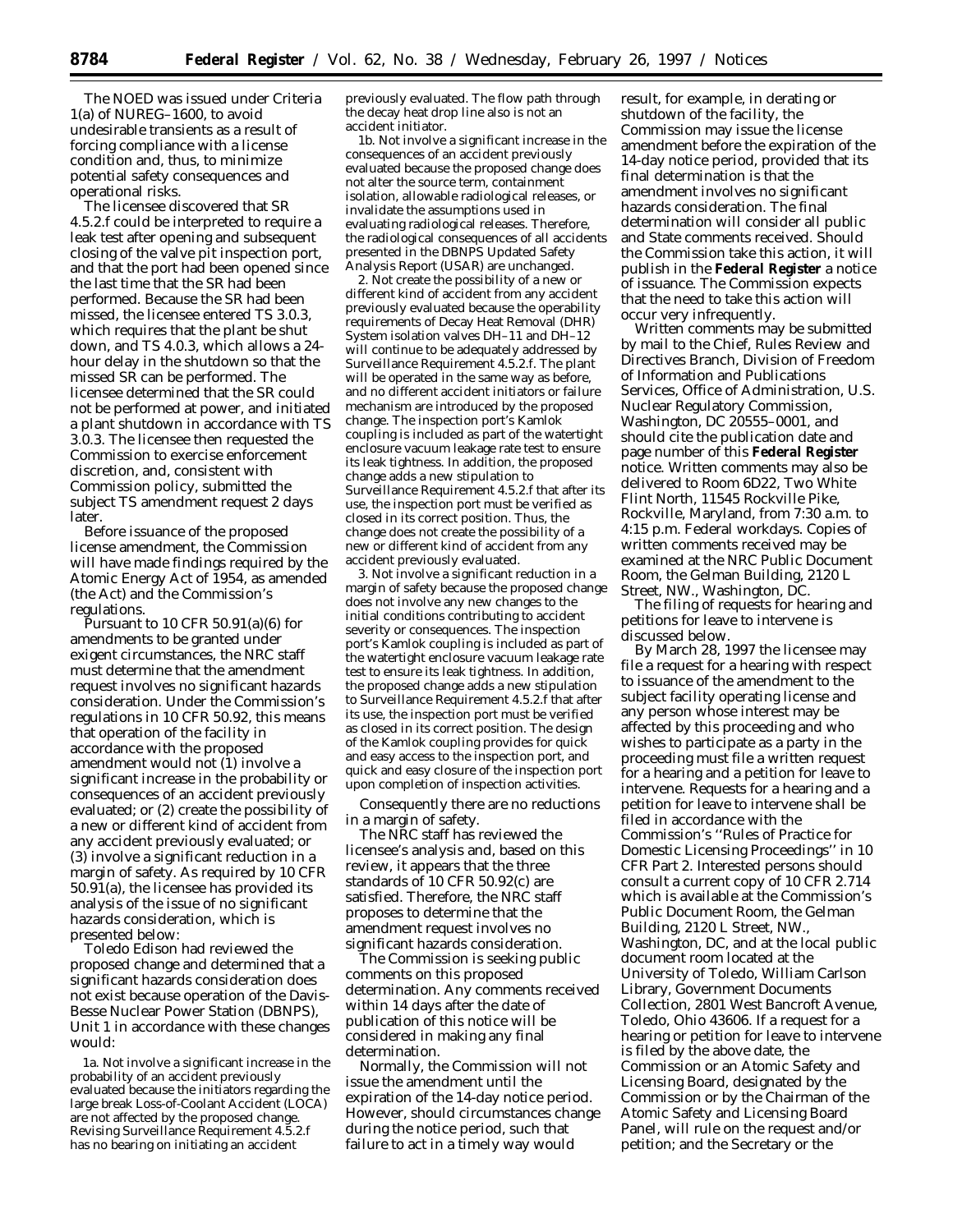The NOED was issued under Criteria 1(a) of NUREG–1600, to avoid undesirable transients as a result of forcing compliance with a license condition and, thus, to minimize potential safety consequences and operational risks.

The licensee discovered that SR 4.5.2.f could be interpreted to require a leak test after opening and subsequent closing of the valve pit inspection port, and that the port had been opened since the last time that the SR had been performed. Because the SR had been missed, the licensee entered TS 3.0.3, which requires that the plant be shut down, and TS 4.0.3, which allows a 24-hour delay in the shutdown so that the missed SR can be performed. The licensee determined that the SR could not be performed at power, and initiated a plant shutdown in accordance with TS 3.0.3. The licensee then requested the Commission to exercise enforcement discretion, and, consistent with Commission policy, submitted the subject TS amendment request 2 days later.

Before issuance of the proposed license amendment, the Commission will have made findings required by the Atomic Energy Act of 1954, as amended (the Act) and the Commission's regulations.

Pursuant to 10 CFR 50.91(a)(6) for amendments to be granted under exigent circumstances, the NRC staff must determine that the amendment request involves no significant hazards consideration. Under the Commission's regulations in 10 CFR 50.92, this means that operation of the facility in accordance with the proposed amendment would not (1) involve a significant increase in the probability or consequences of an accident previously evaluated; or (2) create the possibility of a new or different kind of accident from any accident previously evaluated; or (3) involve a significant reduction in a margin of safety. As required by 10 CFR 50.91(a), the licensee has provided its analysis of the issue of no significant hazards consideration, which is presented below:

Toledo Edison had reviewed the proposed change and determined that a significant hazards consideration does not exist because operation of the Davis-Besse Nuclear Power Station (DBNPS), Unit 1 in accordance with these changes would:

1a. Not involve a significant increase in the probability of an accident previously evaluated because the initiators regarding the large break Loss-of-Coolant Accident (LOCA) are not affected by the proposed change. Revising Surveillance Requirement 4.5.2.f has no bearing on initiating an accident previously evaluated. The flow path through the decay heat drop line also is not an accident initiator.

1b. Not involve a significant increase in the consequences of an accident previously evaluated because the proposed change does not alter the source term, containment isolation, allowable radiological releases, or invalidate the assumptions used in evaluating radiological releases. Therefore, the radiological consequences of all accidents presented in the DBNPS Updated Safety Analysis Report (USAR) are unchanged.

2. Not create the possibility of a new or different kind of accident from any accident previously evaluated because the operability requirements of Decay Heat Removal (DHR) System isolation valves DH–11 and DH–12 will continue to be adequately addressed by Surveillance Requirement 4.5.2.f. The plant will be operated in the same way as before, and no different accident initiators or failure mechanism are introduced by the proposed change. The inspection port's Kamlok coupling is included as part of the watertight enclosure vacuum leakage rate test to ensure its leak tightness. In addition, the proposed change adds a new stipulation to Surveillance Requirement 4.5.2.f that after its use, the inspection port must be verified as closed in its correct position. Thus, the change does not create the possibility of a new or different kind of accident from any accident previously evaluated.

3. Not involve a significant reduction in a margin of safety because the proposed change does not involve any new changes to the initial conditions contributing to accident severity or consequences. The inspection port's Kamlok coupling is included as part of the watertight enclosure vacuum leakage rate test to ensure its leak tightness. In addition, the proposed change adds a new stipulation to Surveillance Requirement 4.5.2.f that after its use, the inspection port must be verified as closed in its correct position. The design of the Kamlok coupling provides for quick and easy access to the inspection port, and quick and easy closure of the inspection port upon completion of inspection activities.

Consequently there are no reductions in a margin of safety.

The NRC staff has reviewed the licensee's analysis and, based on this review, it appears that the three standards of 10 CFR 50.92(c) are satisfied. Therefore, the NRC staff proposes to determine that the amendment request involves no significant hazards consideration.

The Commission is seeking public comments on this proposed determination. Any comments received within 14 days after the date of publication of this notice will be considered in making any final determination.

Normally, the Commission will not issue the amendment until the expiration of the 14-day notice period. However, should circumstances change during the notice period, such that failure to act in a timely way would result, for example, in derating or shutdown of the facility, the Commission may issue the license amendment before the expiration of the 14-day notice period, provided that its final determination is that the amendment involves no significant hazards consideration. The final determination will consider all public and State comments received. Should the Commission take this action, it will publish in the **Federal Register** a notice of issuance. The Commission expects that the need to take this action will occur very infrequently.

Written comments may be submitted by mail to the Chief, Rules Review and Directives Branch, Division of Freedom of Information and Publications Services, Office of Administration, U.S. Nuclear Regulatory Commission, Washington, DC 20555–0001, and should cite the publication date and page number of this **Federal Register** notice. Written comments may also be delivered to Room 6D22, Two White Flint North, 11545 Rockville Pike, Rockville, Maryland, from 7:30 a.m. to 4:15 p.m. Federal workdays. Copies of written comments received may be examined at the NRC Public Document Room, the Gelman Building, 2120 L Street, NW., Washington, DC.

The filing of requests for hearing and petitions for leave to intervene is discussed below.

By March 28, 1997 the licensee may file a request for a hearing with respect to issuance of the amendment to the subject facility operating license and any person whose interest may be affected by this proceeding and who wishes to participate as a party in the proceeding must file a written request for a hearing and a petition for leave to intervene. Requests for a hearing and a petition for leave to intervene shall be filed in accordance with the Commission's "Rules of Practice for Domestic Licensing Proceedings" in 10 CFR Part 2. Interested persons should consult a current copy of 10 CFR 2.714 which is available at the Commission's Public Document Room, the Gelman Building, 2120 L Street, NW., Washington, DC, and at the local public document room located at the University of Toledo, William Carlson Library, Government Documents Collection, 2801 West Bancroft Avenue, Toledo, Ohio 43606. If a request for a hearing or petition for leave to intervene is filed by the above date, the Commission or an Atomic Safety and Licensing Board, designated by the Commission or by the Chairman of the Atomic Safety and Licensing Board Panel, will rule on the request and/or petition; and the Secretary or the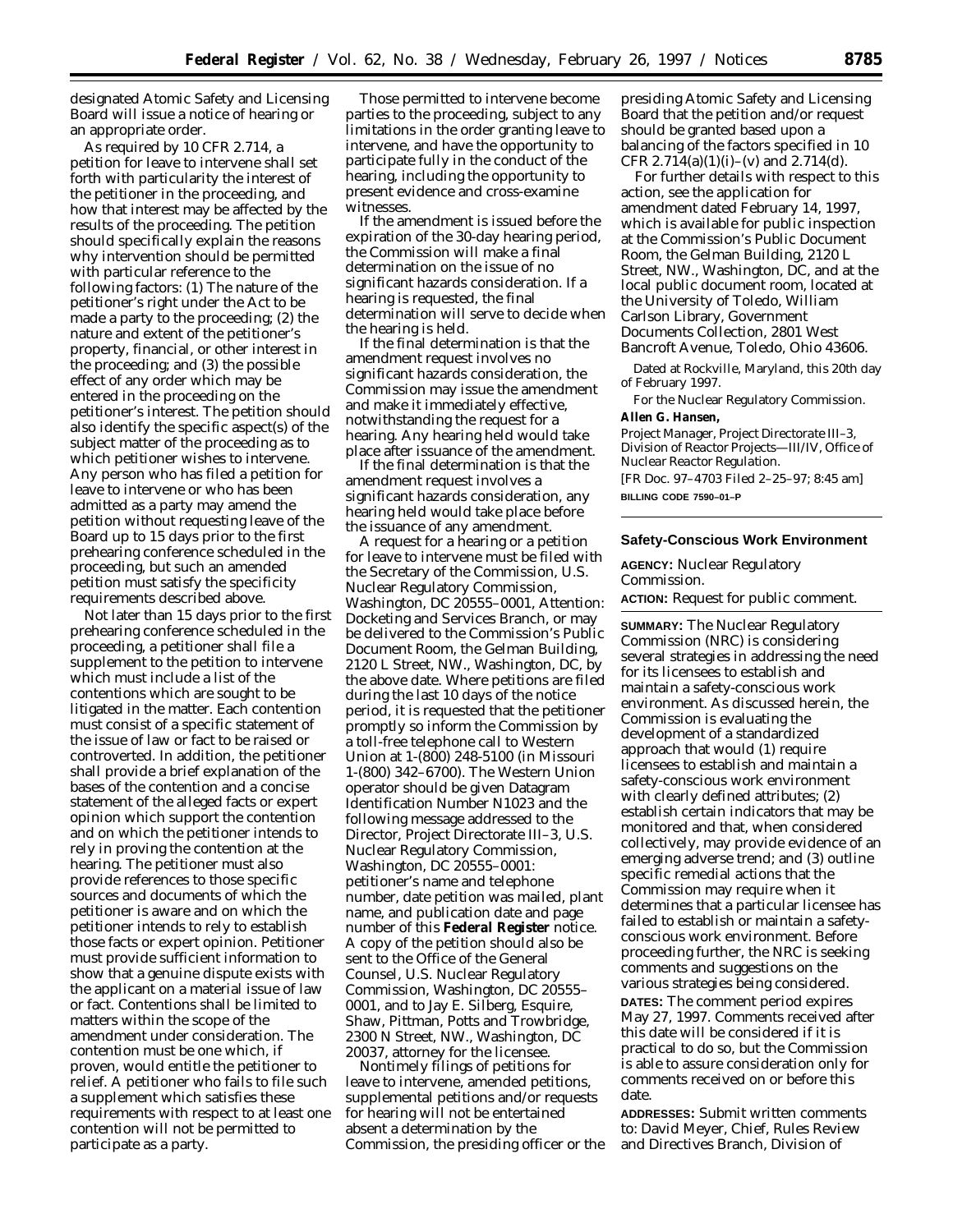designated Atomic Safety and Licensing Board will issue a notice of hearing or an appropriate order.

As required by 10 CFR 2.714, a petition for leave to intervene shall set forth with particularity the interest of the petitioner in the proceeding, and how that interest may be affected by the results of the proceeding. The petition should specifically explain the reasons why intervention should be permitted with particular reference to the following factors: (1) The nature of the petitioner's right under the Act to be made a party to the proceeding; (2) the nature and extent of the petitioner's property, financial, or other interest in the proceeding; and (3) the possible effect of any order which may be entered in the proceeding on the petitioner's interest. The petition should also identify the specific aspect(s) of the subject matter of the proceeding as to which petitioner wishes to intervene. Any person who has filed a petition for leave to intervene or who has been admitted as a party may amend the petition without requesting leave of the Board up to 15 days prior to the first prehearing conference scheduled in the proceeding, but such an amended petition must satisfy the specificity requirements described above.

Not later than 15 days prior to the first prehearing conference scheduled in the proceeding, a petitioner shall file a supplement to the petition to intervene which must include a list of the contentions which are sought to be litigated in the matter. Each contention must consist of a specific statement of the issue of law or fact to be raised or controverted. In addition, the petitioner shall provide a brief explanation of the bases of the contention and a concise statement of the alleged facts or expert opinion which support the contention and on which the petitioner intends to rely in proving the contention at the hearing. The petitioner must also provide references to those specific sources and documents of which the petitioner is aware and on which the petitioner intends to rely to establish those facts or expert opinion. Petitioner must provide sufficient information to show that a genuine dispute exists with the applicant on a material issue of law or fact. Contentions shall be limited to matters within the scope of the amendment under consideration. The contention must be one which, if proven, would entitle the petitioner to relief. A petitioner who fails to file such a supplement which satisfies these requirements with respect to at least one contention will not be permitted to participate as a party.

Those permitted to intervene become parties to the proceeding, subject to any limitations in the order granting leave to intervene, and have the opportunity to participate fully in the conduct of the hearing, including the opportunity to present evidence and cross-examine witnesses.

If the amendment is issued before the expiration of the 30-day hearing period, the Commission will make a final determination on the issue of no significant hazards consideration. If a hearing is requested, the final determination will serve to decide when the hearing is held.

If the final determination is that the amendment request involves no significant hazards consideration, the Commission may issue the amendment and make it immediately effective, notwithstanding the request for a hearing. Any hearing held would take place after issuance of the amendment.

If the final determination is that the amendment request involves a significant hazards consideration, any hearing held would take place before the issuance of any amendment.

A request for a hearing or a petition for leave to intervene must be filed with the Secretary of the Commission, U.S. Nuclear Regulatory Commission, Washington, DC 20555–0001, Attention: Docketing and Services Branch, or may be delivered to the Commission's Public Document Room, the Gelman Building, 2120 L Street, NW., Washington, DC, by the above date. Where petitions are filed during the last 10 days of the notice period, it is requested that the petitioner promptly so inform the Commission by a toll-free telephone call to Western Union at 1-(800) 248-5100 (in Missouri 1-(800) 342–6700). The Western Union operator should be given Datagram Identification Number N1023 and the following message addressed to the Director, Project Directorate III–3, U.S. Nuclear Regulatory Commission, Washington, DC 20555–0001: petitioner's name and telephone number, date petition was mailed, plant name, and publication date and page number of this **Federal Register** notice. A copy of the petition should also be sent to the Office of the General Counsel, U.S. Nuclear Regulatory Commission, Washington, DC 20555–0001, and to Jay E. Silberg, Esquire, Shaw, Pittman, Potts and Trowbridge, 2300 N Street, NW., Washington, DC 20037, attorney for the licensee.

Nontimely filings of petitions for leave to intervene, amended petitions, supplemental petitions and/or requests for hearing will not be entertained absent a determination by the Commission, the presiding officer or the presiding Atomic Safety and Licensing Board that the petition and/or request should be granted based upon a balancing of the factors specified in 10 CFR 2.714(a)(1)(i)–(v) and 2.714(d).

For further details with respect to this action, see the application for amendment dated February 14, 1997, which is available for public inspection at the Commission's Public Document Room, the Gelman Building, 2120 L Street, NW., Washington, DC, and at the local public document room, located at the University of Toledo, William Carlson Library, Government Documents Collection, 2801 West Bancroft Avenue, Toledo, Ohio 43606.

Dated at Rockville, Maryland, this 20th day of February 1997.

For the Nuclear Regulatory Commission.

**Allen G. Hansen,**

*Project Manager, Project Directorate III–3, Division of Reactor Projects—III/IV, Office of Nuclear Reactor Regulation.*

[FR Doc. 97–4703 Filed 2–25–97; 8:45 am]

**BILLING CODE 7590–01–P**

## Safety-Conscious Work Environment

**AGENCY:** Nuclear Regulatory Commission.

**ACTION:** Request for public comment.

**SUMMARY:** The Nuclear Regulatory Commission (NRC) is considering several strategies in addressing the need for its licensees to establish and maintain a safety-conscious work environment. As discussed herein, the Commission is evaluating the development of a standardized approach that would (1) require licensees to establish and maintain a safety-conscious work environment with clearly defined attributes; (2) establish certain indicators that may be monitored and that, when considered collectively, may provide evidence of an emerging adverse trend; and (3) outline specific remedial actions that the Commission may require when it determines that a particular licensee has failed to establish or maintain a safety-conscious work environment. Before proceeding further, the NRC is seeking comments and suggestions on the various strategies being considered.

**DATES:** The comment period expires May 27, 1997. Comments received after this date will be considered if it is practical to do so, but the Commission is able to assure consideration only for comments received on or before this date.

**ADDRESSES:** Submit written comments to: David Meyer, Chief, Rules Review and Directives Branch, Division of